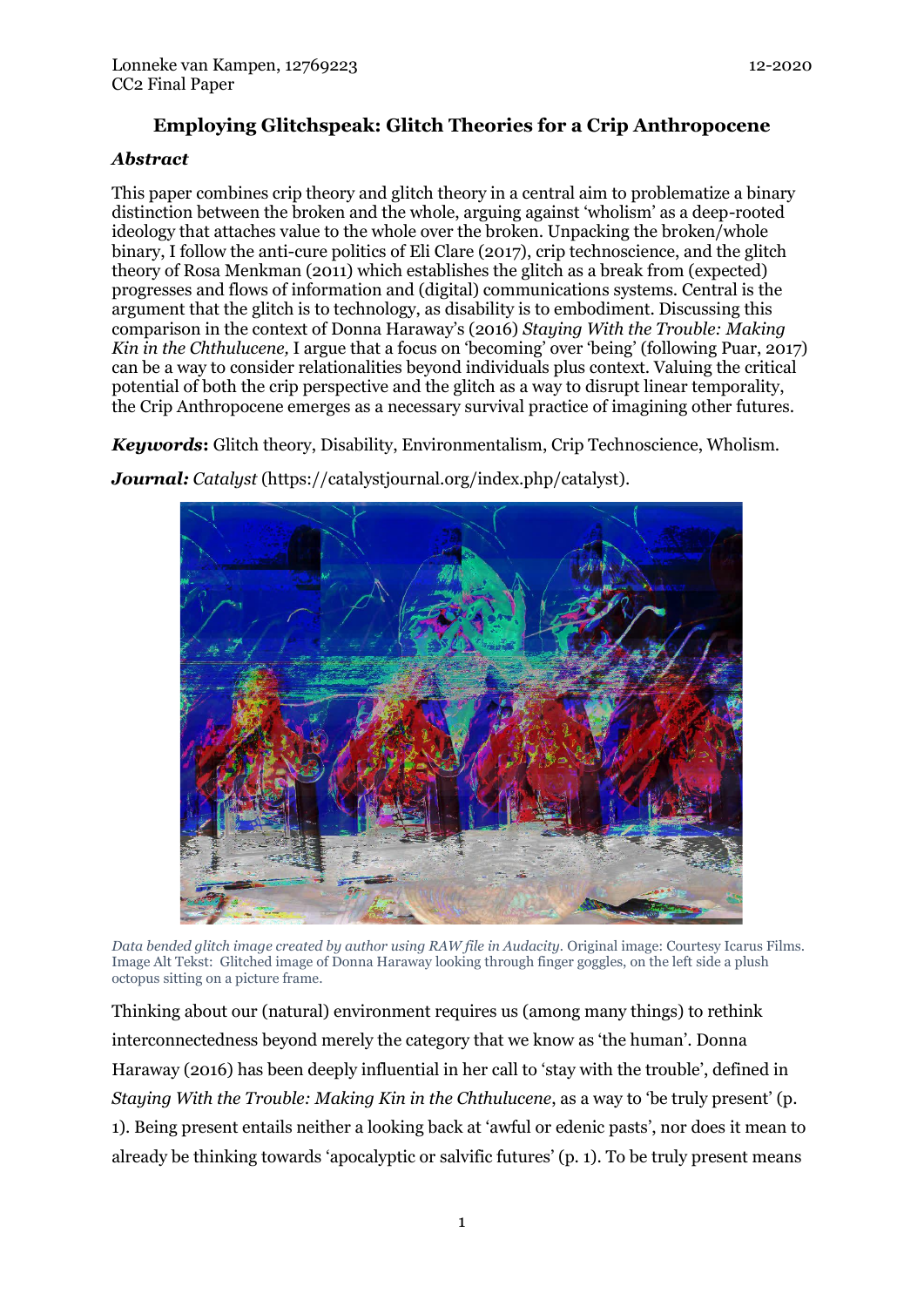Lonneke van Kampen, 12769223
CC2 Final Paper

12-2020

# Employing Glitchspeak: Glitch Theories for a Crip Anthropocene

### *Abstract*

This paper combines crip theory and glitch theory in a central aim to problematize a binary distinction between the broken and the whole, arguing against 'wholism' as a deep-rooted ideology that attaches value to the whole over the broken. Unpacking the broken/whole binary, I follow the anti-cure politics of Eli Clare (2017), crip technoscience, and the glitch theory of Rosa Menkman (2011) which establishes the glitch as a break from (expected) progresses and flows of information and (digital) communications systems. Central is the argument that the glitch is to technology, as disability is to embodiment. Discussing this comparison in the context of Donna Haraway's (2016) *Staying With the Trouble: Making Kin in the Chthulucene,* I argue that a focus on 'becoming' over 'being' (following Puar, 2017) can be a way to consider relationalities beyond individuals plus context. Valuing the critical potential of both the crip perspective and the glitch as a way to disrupt linear temporality, the Crip Anthropocene emerges as a necessary survival practice of imagining other futures.

***Keywords*:** Glitch theory, Disability, Environmentalism, Crip Technoscience, Wholism.

***Journal:*** *Catalyst* (https://catalystjournal.org/index.php/catalyst).

*Data bended glitch image created by author using RAW file in Audacity.* Original image: Courtesy Icarus Films. Image Alt Tekst: Glitched image of Donna Haraway looking through finger goggles, on the left side a plush octopus sitting on a picture frame.

Thinking about our (natural) environment requires us (among many things) to rethink interconnectedness beyond merely the category that we know as 'the human'. Donna Haraway (2016) has been deeply influential in her call to 'stay with the trouble', defined in *Staying With the Trouble: Making Kin in the Chthulucene*, as a way to 'be truly present' (p. 1). Being present entails neither a looking back at 'awful or edenic pasts', nor does it mean to already be thinking towards 'apocalyptic or salvific futures' (p. 1). To be truly present means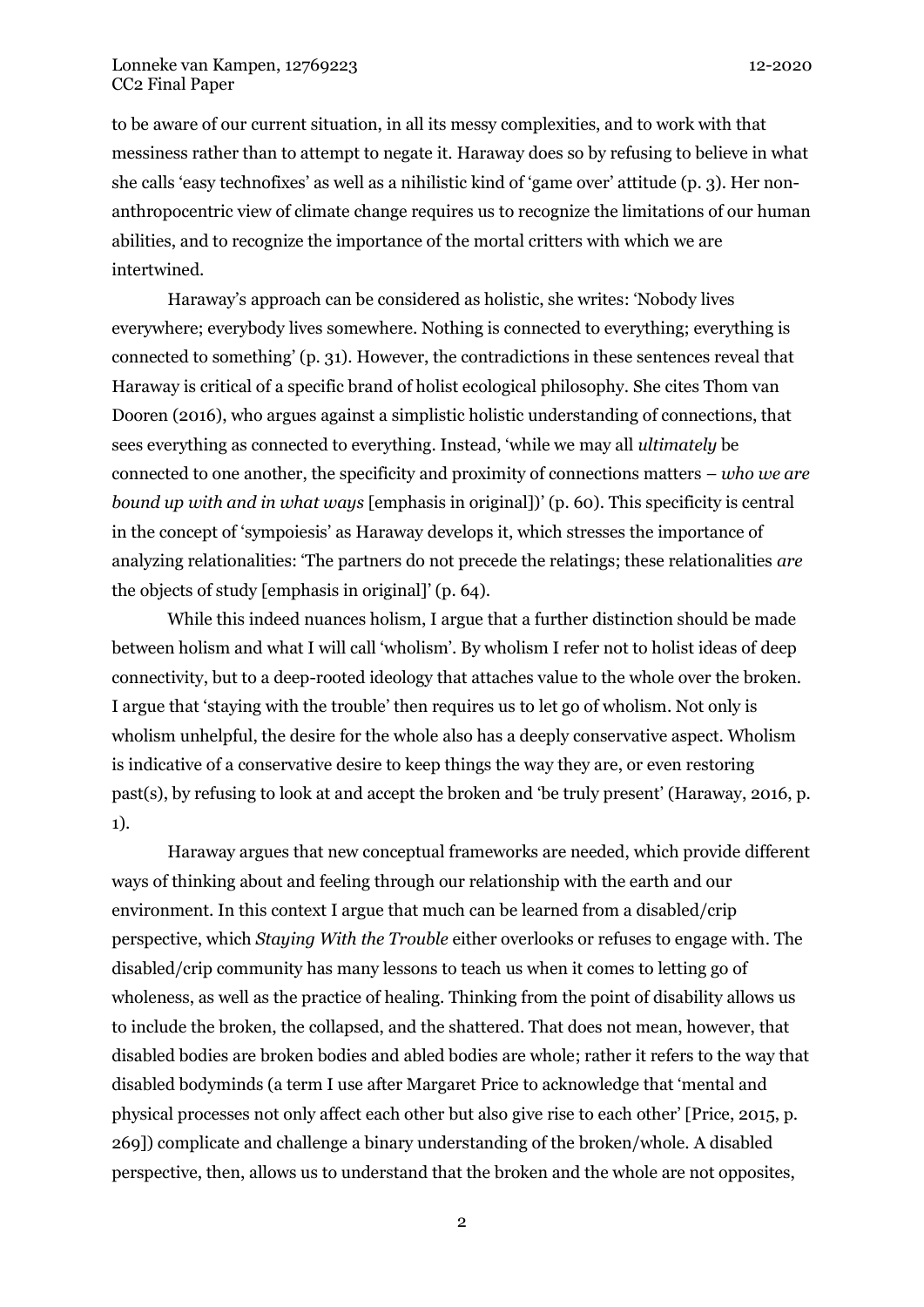to be aware of our current situation, in all its messy complexities, and to work with that messiness rather than to attempt to negate it. Haraway does so by refusing to believe in what she calls 'easy technofixes' as well as a nihilistic kind of 'game over' attitude (p. 3). Her non-anthropocentric view of climate change requires us to recognize the limitations of our human abilities, and to recognize the importance of the mortal critters with which we are intertwined.

Haraway's approach can be considered as holistic, she writes: 'Nobody lives everywhere; everybody lives somewhere. Nothing is connected to everything; everything is connected to something' (p. 31). However, the contradictions in these sentences reveal that Haraway is critical of a specific brand of holist ecological philosophy. She cites Thom van Dooren (2016), who argues against a simplistic holistic understanding of connections, that sees everything as connected to everything. Instead, 'while we may all *ultimately* be connected to one another, the specificity and proximity of connections matters – *who we are bound up with and in what ways* [emphasis in original])' (p. 60). This specificity is central in the concept of 'sympoiesis' as Haraway develops it, which stresses the importance of analyzing relationalities: 'The partners do not precede the relatings; these relationalities *are* the objects of study [emphasis in original]' (p. 64).

While this indeed nuances holism, I argue that a further distinction should be made between holism and what I will call 'wholism'. By wholism I refer not to holist ideas of deep connectivity, but to a deep-rooted ideology that attaches value to the whole over the broken. I argue that 'staying with the trouble' then requires us to let go of wholism. Not only is wholism unhelpful, the desire for the whole also has a deeply conservative aspect. Wholism is indicative of a conservative desire to keep things the way they are, or even restoring past(s), by refusing to look at and accept the broken and 'be truly present' (Haraway, 2016, p. 1).

Haraway argues that new conceptual frameworks are needed, which provide different ways of thinking about and feeling through our relationship with the earth and our environment. In this context I argue that much can be learned from a disabled/crip perspective, which *Staying With the Trouble* either overlooks or refuses to engage with. The disabled/crip community has many lessons to teach us when it comes to letting go of wholeness, as well as the practice of healing. Thinking from the point of disability allows us to include the broken, the collapsed, and the shattered. That does not mean, however, that disabled bodies are broken bodies and abled bodies are whole; rather it refers to the way that disabled bodyminds (a term I use after Margaret Price to acknowledge that 'mental and physical processes not only affect each other but also give rise to each other' [Price, 2015, p. 269]) complicate and challenge a binary understanding of the broken/whole. A disabled perspective, then, allows us to understand that the broken and the whole are not opposites,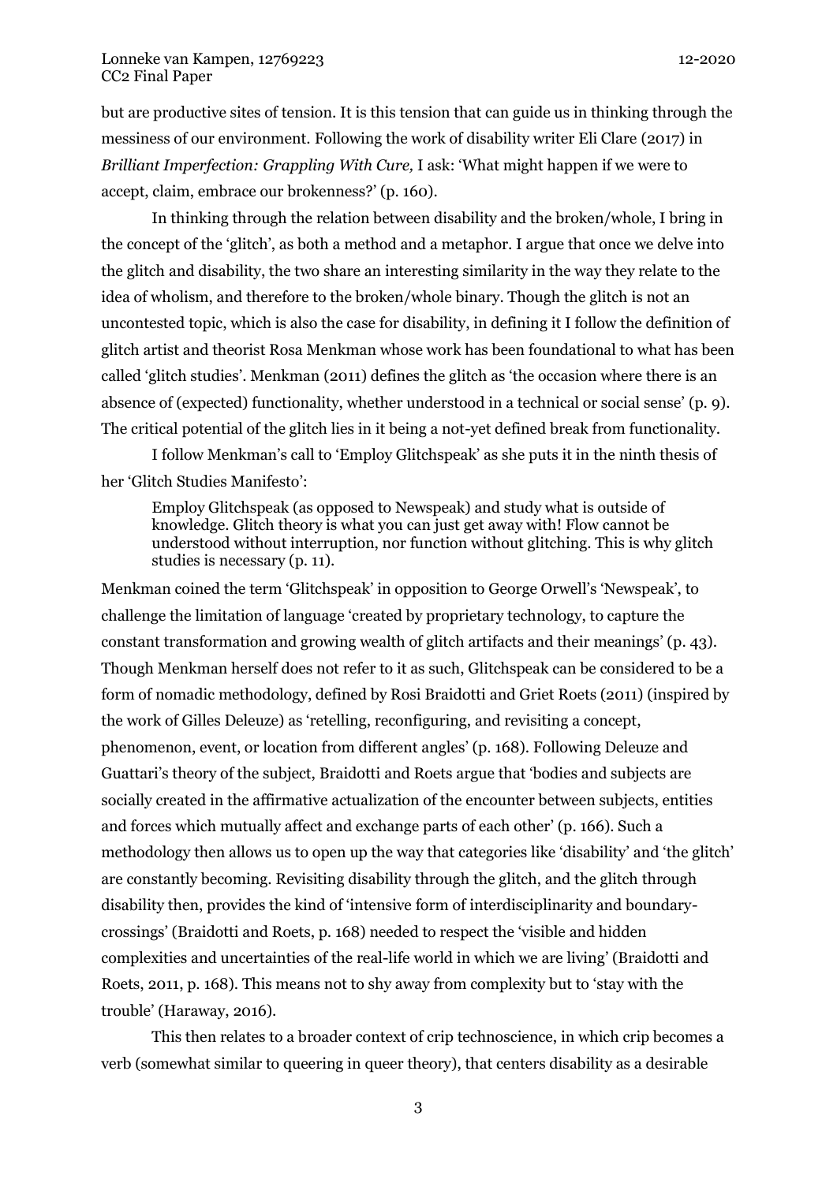but are productive sites of tension. It is this tension that can guide us in thinking through the messiness of our environment. Following the work of disability writer Eli Clare (2017) in *Brilliant Imperfection: Grappling With Cure,* I ask: 'What might happen if we were to accept, claim, embrace our brokenness?' (p. 160).

In thinking through the relation between disability and the broken/whole, I bring in the concept of the 'glitch', as both a method and a metaphor. I argue that once we delve into the glitch and disability, the two share an interesting similarity in the way they relate to the idea of wholism, and therefore to the broken/whole binary. Though the glitch is not an uncontested topic, which is also the case for disability, in defining it I follow the definition of glitch artist and theorist Rosa Menkman whose work has been foundational to what has been called 'glitch studies'. Menkman (2011) defines the glitch as 'the occasion where there is an absence of (expected) functionality, whether understood in a technical or social sense' (p. 9). The critical potential of the glitch lies in it being a not-yet defined break from functionality.

I follow Menkman's call to 'Employ Glitchspeak' as she puts it in the ninth thesis of her 'Glitch Studies Manifesto':

> Employ Glitchspeak (as opposed to Newspeak) and study what is outside of knowledge. Glitch theory is what you can just get away with! Flow cannot be understood without interruption, nor function without glitching. This is why glitch studies is necessary (p. 11).

Menkman coined the term 'Glitchspeak' in opposition to George Orwell's 'Newspeak', to challenge the limitation of language 'created by proprietary technology, to capture the constant transformation and growing wealth of glitch artifacts and their meanings' (p. 43). Though Menkman herself does not refer to it as such, Glitchspeak can be considered to be a form of nomadic methodology, defined by Rosi Braidotti and Griet Roets (2011) (inspired by the work of Gilles Deleuze) as 'retelling, reconfiguring, and revisiting a concept, phenomenon, event, or location from different angles' (p. 168). Following Deleuze and Guattari's theory of the subject, Braidotti and Roets argue that 'bodies and subjects are socially created in the affirmative actualization of the encounter between subjects, entities and forces which mutually affect and exchange parts of each other' (p. 166). Such a methodology then allows us to open up the way that categories like 'disability' and 'the glitch' are constantly becoming. Revisiting disability through the glitch, and the glitch through disability then, provides the kind of 'intensive form of interdisciplinarity and boundary-crossings' (Braidotti and Roets, p. 168) needed to respect the 'visible and hidden complexities and uncertainties of the real-life world in which we are living' (Braidotti and Roets, 2011, p. 168). This means not to shy away from complexity but to 'stay with the trouble' (Haraway, 2016).

This then relates to a broader context of crip technoscience, in which crip becomes a verb (somewhat similar to queering in queer theory), that centers disability as a desirable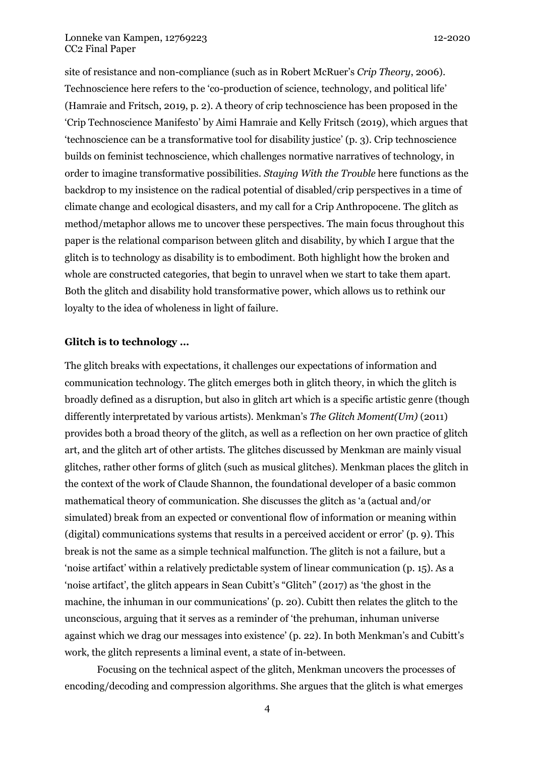site of resistance and non-compliance (such as in Robert McRuer's *Crip Theory*, 2006). Technoscience here refers to the 'co-production of science, technology, and political life' (Hamraie and Fritsch, 2019, p. 2). A theory of crip technoscience has been proposed in the 'Crip Technoscience Manifesto' by Aimi Hamraie and Kelly Fritsch (2019), which argues that 'technoscience can be a transformative tool for disability justice' (p. 3). Crip technoscience builds on feminist technoscience, which challenges normative narratives of technology, in order to imagine transformative possibilities. *Staying With the Trouble* here functions as the backdrop to my insistence on the radical potential of disabled/crip perspectives in a time of climate change and ecological disasters, and my call for a Crip Anthropocene. The glitch as method/metaphor allows me to uncover these perspectives. The main focus throughout this paper is the relational comparison between glitch and disability, by which I argue that the glitch is to technology as disability is to embodiment. Both highlight how the broken and whole are constructed categories, that begin to unravel when we start to take them apart. Both the glitch and disability hold transformative power, which allows us to rethink our loyalty to the idea of wholeness in light of failure.

**Glitch is to technology …**

The glitch breaks with expectations, it challenges our expectations of information and communication technology. The glitch emerges both in glitch theory, in which the glitch is broadly defined as a disruption, but also in glitch art which is a specific artistic genre (though differently interpretated by various artists). Menkman's *The Glitch Moment(Um)* (2011) provides both a broad theory of the glitch, as well as a reflection on her own practice of glitch art, and the glitch art of other artists. The glitches discussed by Menkman are mainly visual glitches, rather other forms of glitch (such as musical glitches). Menkman places the glitch in the context of the work of Claude Shannon, the foundational developer of a basic common mathematical theory of communication. She discusses the glitch as 'a (actual and/or simulated) break from an expected or conventional flow of information or meaning within (digital) communications systems that results in a perceived accident or error' (p. 9). This break is not the same as a simple technical malfunction. The glitch is not a failure, but a 'noise artifact' within a relatively predictable system of linear communication (p. 15). As a 'noise artifact', the glitch appears in Sean Cubitt's "Glitch" (2017) as 'the ghost in the machine, the inhuman in our communications' (p. 20). Cubitt then relates the glitch to the unconscious, arguing that it serves as a reminder of 'the prehuman, inhuman universe against which we drag our messages into existence' (p. 22). In both Menkman's and Cubitt's work, the glitch represents a liminal event, a state of in-between.

Focusing on the technical aspect of the glitch, Menkman uncovers the processes of encoding/decoding and compression algorithms. She argues that the glitch is what emerges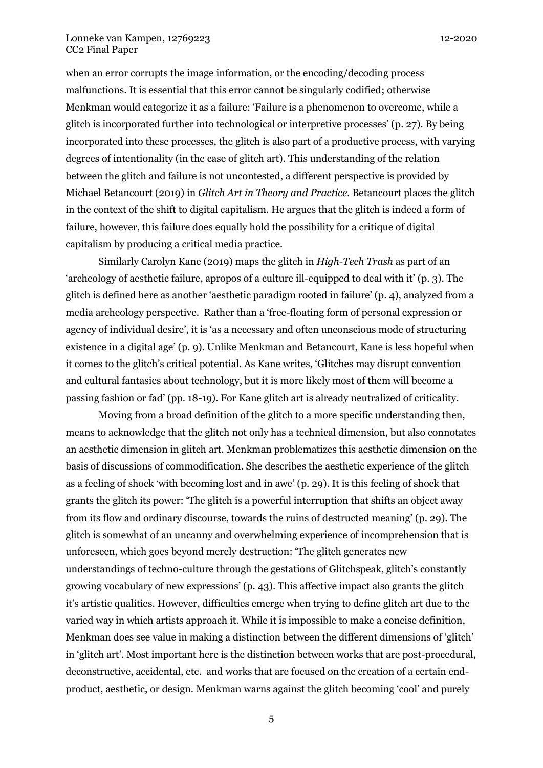when an error corrupts the image information, or the encoding/decoding process malfunctions. It is essential that this error cannot be singularly codified; otherwise Menkman would categorize it as a failure: 'Failure is a phenomenon to overcome, while a glitch is incorporated further into technological or interpretive processes' (p. 27). By being incorporated into these processes, the glitch is also part of a productive process, with varying degrees of intentionality (in the case of glitch art). This understanding of the relation between the glitch and failure is not uncontested, a different perspective is provided by Michael Betancourt (2019) in *Glitch Art in Theory and Practice*. Betancourt places the glitch in the context of the shift to digital capitalism. He argues that the glitch is indeed a form of failure, however, this failure does equally hold the possibility for a critique of digital capitalism by producing a critical media practice.

Similarly Carolyn Kane (2019) maps the glitch in *High-Tech Trash* as part of an 'archeology of aesthetic failure, apropos of a culture ill-equipped to deal with it' (p. 3). The glitch is defined here as another 'aesthetic paradigm rooted in failure' (p. 4), analyzed from a media archeology perspective. Rather than a 'free-floating form of personal expression or agency of individual desire', it is 'as a necessary and often unconscious mode of structuring existence in a digital age' (p. 9). Unlike Menkman and Betancourt, Kane is less hopeful when it comes to the glitch's critical potential. As Kane writes, 'Glitches may disrupt convention and cultural fantasies about technology, but it is more likely most of them will become a passing fashion or fad' (pp. 18-19). For Kane glitch art is already neutralized of criticality.

Moving from a broad definition of the glitch to a more specific understanding then, means to acknowledge that the glitch not only has a technical dimension, but also connotates an aesthetic dimension in glitch art. Menkman problematizes this aesthetic dimension on the basis of discussions of commodification. She describes the aesthetic experience of the glitch as a feeling of shock 'with becoming lost and in awe' (p. 29). It is this feeling of shock that grants the glitch its power: 'The glitch is a powerful interruption that shifts an object away from its flow and ordinary discourse, towards the ruins of destructed meaning' (p. 29). The glitch is somewhat of an uncanny and overwhelming experience of incomprehension that is unforeseen, which goes beyond merely destruction: 'The glitch generates new understandings of techno-culture through the gestations of Glitchspeak, glitch's constantly growing vocabulary of new expressions' (p. 43). This affective impact also grants the glitch it's artistic qualities. However, difficulties emerge when trying to define glitch art due to the varied way in which artists approach it. While it is impossible to make a concise definition, Menkman does see value in making a distinction between the different dimensions of 'glitch' in 'glitch art'. Most important here is the distinction between works that are post-procedural, deconstructive, accidental, etc. and works that are focused on the creation of a certain end-product, aesthetic, or design. Menkman warns against the glitch becoming 'cool' and purely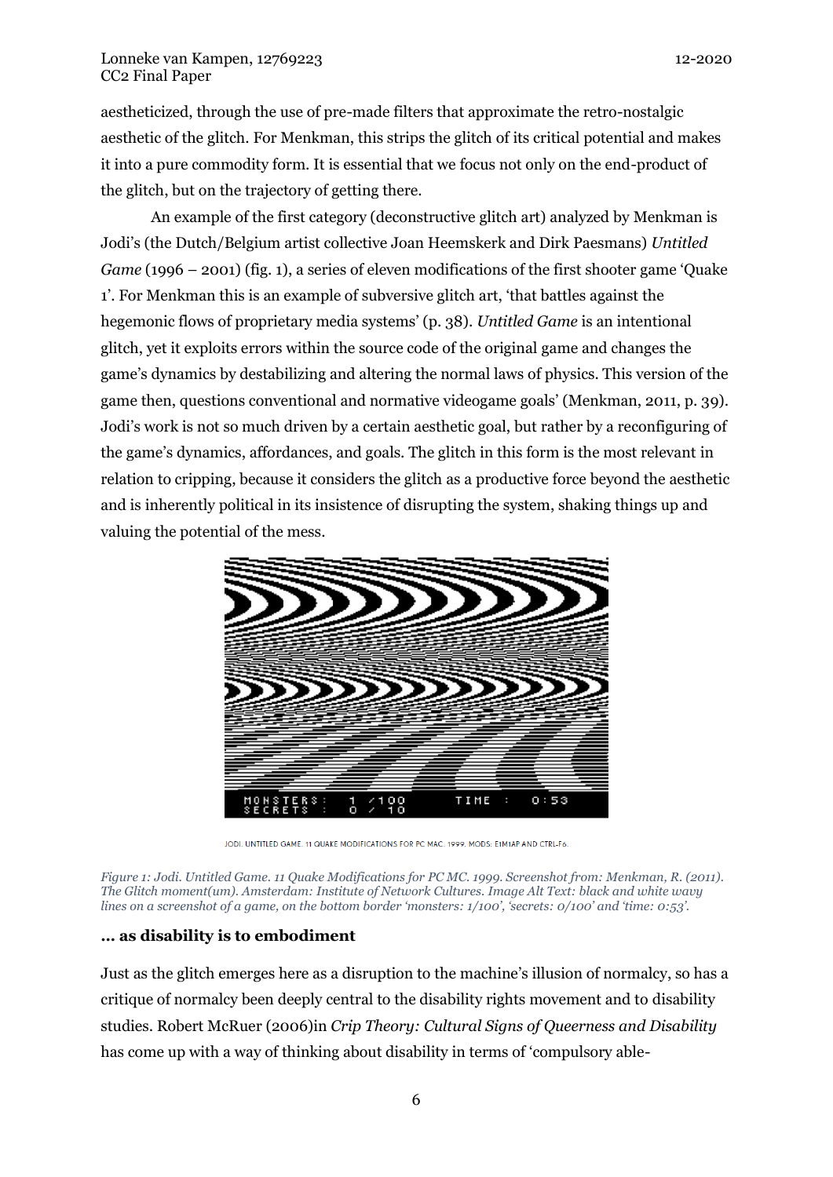aestheticized, through the use of pre-made filters that approximate the retro-nostalgic aesthetic of the glitch. For Menkman, this strips the glitch of its critical potential and makes it into a pure commodity form. It is essential that we focus not only on the end-product of the glitch, but on the trajectory of getting there.

An example of the first category (deconstructive glitch art) analyzed by Menkman is Jodi's (the Dutch/Belgium artist collective Joan Heemskerk and Dirk Paesmans) *Untitled Game* (1996 – 2001) (fig. 1), a series of eleven modifications of the first shooter game 'Quake 1'. For Menkman this is an example of subversive glitch art, 'that battles against the hegemonic flows of proprietary media systems' (p. 38). *Untitled Game* is an intentional glitch, yet it exploits errors within the source code of the original game and changes the game's dynamics by destabilizing and altering the normal laws of physics. This version of the game then, questions conventional and normative videogame goals' (Menkman, 2011, p. 39). Jodi's work is not so much driven by a certain aesthetic goal, but rather by a reconfiguring of the game's dynamics, affordances, and goals. The glitch in this form is the most relevant in relation to cripping, because it considers the glitch as a productive force beyond the aesthetic and is inherently political in its insistence of disrupting the system, shaking things up and valuing the potential of the mess.

JODI: UNTITLED GAME. 11 QUAKE MODIFICATIONS FOR PC MAC. 1999. MODS: E1M1AP AND CTRL-F6.

*Figure 1: Jodi. Untitled Game. 11 Quake Modifications for PC MC. 1999. Screenshot from: Menkman, R. (2011). The Glitch moment(um). Amsterdam: Institute of Network Cultures. Image Alt Text: black and white wavy lines on a screenshot of a game, on the bottom border 'monsters: 1/100', 'secrets: 0/100' and 'time: 0:53'.*

### … as disability is to embodiment

Just as the glitch emerges here as a disruption to the machine's illusion of normalcy, so has a critique of normalcy been deeply central to the disability rights movement and to disability studies. Robert McRuer (2006)in *Crip Theory: Cultural Signs of Queerness and Disability* has come up with a way of thinking about disability in terms of 'compulsory able-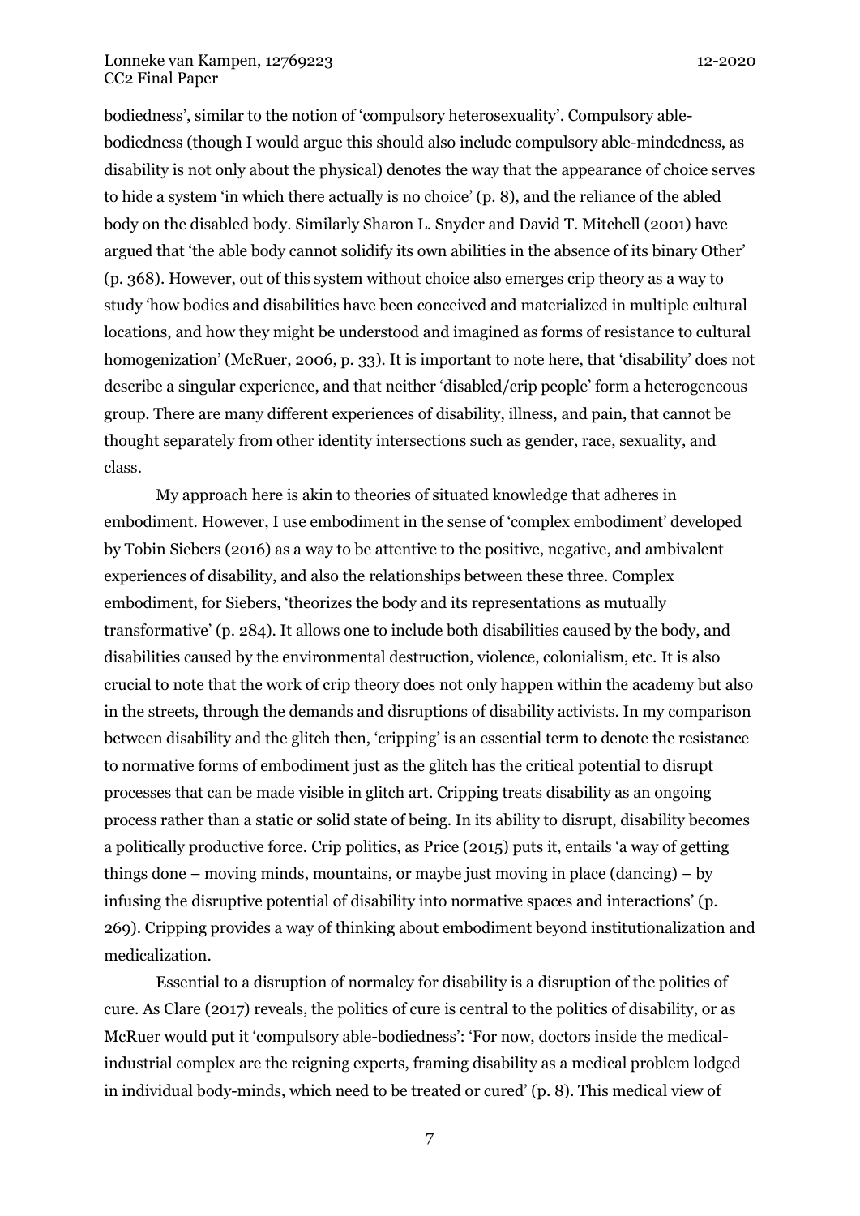bodiedness', similar to the notion of 'compulsory heterosexuality'. Compulsory able-bodiedness (though I would argue this should also include compulsory able-mindedness, as disability is not only about the physical) denotes the way that the appearance of choice serves to hide a system 'in which there actually is no choice' (p. 8), and the reliance of the abled body on the disabled body. Similarly Sharon L. Snyder and David T. Mitchell (2001) have argued that 'the able body cannot solidify its own abilities in the absence of its binary Other' (p. 368). However, out of this system without choice also emerges crip theory as a way to study 'how bodies and disabilities have been conceived and materialized in multiple cultural locations, and how they might be understood and imagined as forms of resistance to cultural homogenization' (McRuer, 2006, p. 33). It is important to note here, that 'disability' does not describe a singular experience, and that neither 'disabled/crip people' form a heterogeneous group. There are many different experiences of disability, illness, and pain, that cannot be thought separately from other identity intersections such as gender, race, sexuality, and class.

My approach here is akin to theories of situated knowledge that adheres in embodiment. However, I use embodiment in the sense of 'complex embodiment' developed by Tobin Siebers (2016) as a way to be attentive to the positive, negative, and ambivalent experiences of disability, and also the relationships between these three. Complex embodiment, for Siebers, 'theorizes the body and its representations as mutually transformative' (p. 284). It allows one to include both disabilities caused by the body, and disabilities caused by the environmental destruction, violence, colonialism, etc. It is also crucial to note that the work of crip theory does not only happen within the academy but also in the streets, through the demands and disruptions of disability activists. In my comparison between disability and the glitch then, 'cripping' is an essential term to denote the resistance to normative forms of embodiment just as the glitch has the critical potential to disrupt processes that can be made visible in glitch art. Cripping treats disability as an ongoing process rather than a static or solid state of being. In its ability to disrupt, disability becomes a politically productive force. Crip politics, as Price (2015) puts it, entails 'a way of getting things done – moving minds, mountains, or maybe just moving in place (dancing) – by infusing the disruptive potential of disability into normative spaces and interactions' (p. 269). Cripping provides a way of thinking about embodiment beyond institutionalization and medicalization.

Essential to a disruption of normalcy for disability is a disruption of the politics of cure. As Clare (2017) reveals, the politics of cure is central to the politics of disability, or as McRuer would put it 'compulsory able-bodiedness': 'For now, doctors inside the medical-industrial complex are the reigning experts, framing disability as a medical problem lodged in individual body-minds, which need to be treated or cured' (p. 8). This medical view of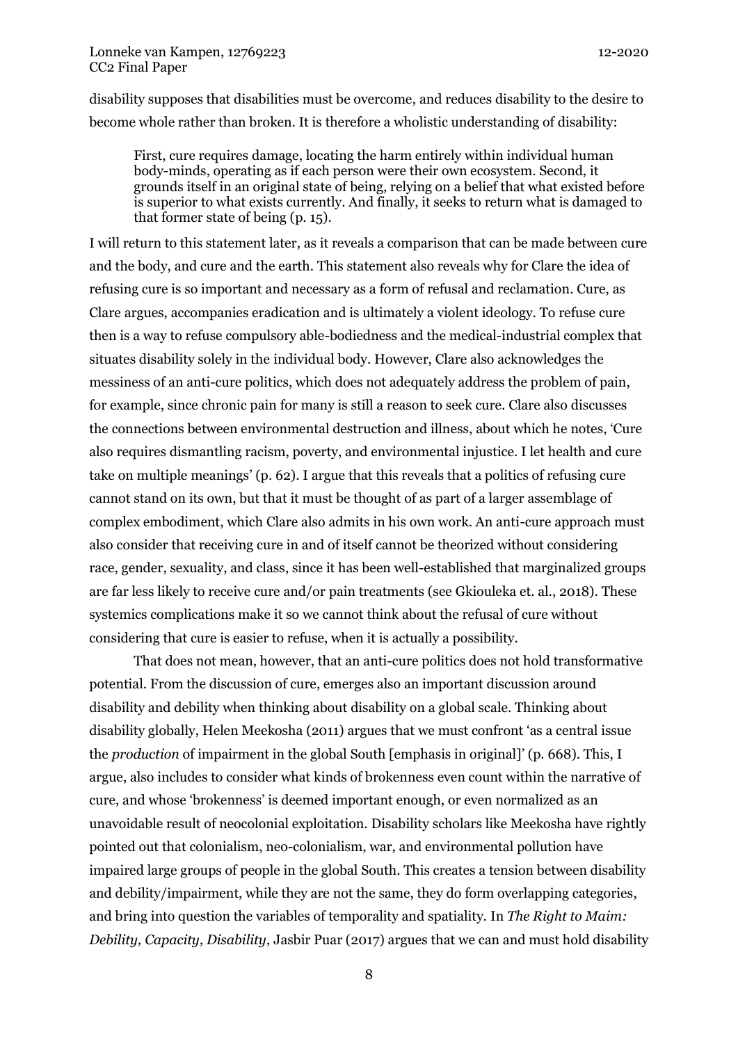disability supposes that disabilities must be overcome, and reduces disability to the desire to become whole rather than broken. It is therefore a wholistic understanding of disability:

> First, cure requires damage, locating the harm entirely within individual human body-minds, operating as if each person were their own ecosystem. Second, it grounds itself in an original state of being, relying on a belief that what existed before is superior to what exists currently. And finally, it seeks to return what is damaged to that former state of being (p. 15).

I will return to this statement later, as it reveals a comparison that can be made between cure and the body, and cure and the earth. This statement also reveals why for Clare the idea of refusing cure is so important and necessary as a form of refusal and reclamation. Cure, as Clare argues, accompanies eradication and is ultimately a violent ideology. To refuse cure then is a way to refuse compulsory able-bodiedness and the medical-industrial complex that situates disability solely in the individual body. However, Clare also acknowledges the messiness of an anti-cure politics, which does not adequately address the problem of pain, for example, since chronic pain for many is still a reason to seek cure. Clare also discusses the connections between environmental destruction and illness, about which he notes, 'Cure also requires dismantling racism, poverty, and environmental injustice. I let health and cure take on multiple meanings' (p. 62). I argue that this reveals that a politics of refusing cure cannot stand on its own, but that it must be thought of as part of a larger assemblage of complex embodiment, which Clare also admits in his own work. An anti-cure approach must also consider that receiving cure in and of itself cannot be theorized without considering race, gender, sexuality, and class, since it has been well-established that marginalized groups are far less likely to receive cure and/or pain treatments (see Gkiouleka et. al., 2018). These systemics complications make it so we cannot think about the refusal of cure without considering that cure is easier to refuse, when it is actually a possibility.

That does not mean, however, that an anti-cure politics does not hold transformative potential. From the discussion of cure, emerges also an important discussion around disability and debility when thinking about disability on a global scale. Thinking about disability globally, Helen Meekosha (2011) argues that we must confront 'as a central issue the *production* of impairment in the global South [emphasis in original]' (p. 668). This, I argue, also includes to consider what kinds of brokenness even count within the narrative of cure, and whose 'brokenness' is deemed important enough, or even normalized as an unavoidable result of neocolonial exploitation. Disability scholars like Meekosha have rightly pointed out that colonialism, neo-colonialism, war, and environmental pollution have impaired large groups of people in the global South. This creates a tension between disability and debility/impairment, while they are not the same, they do form overlapping categories, and bring into question the variables of temporality and spatiality. In *The Right to Maim: Debility, Capacity, Disability*, Jasbir Puar (2017) argues that we can and must hold disability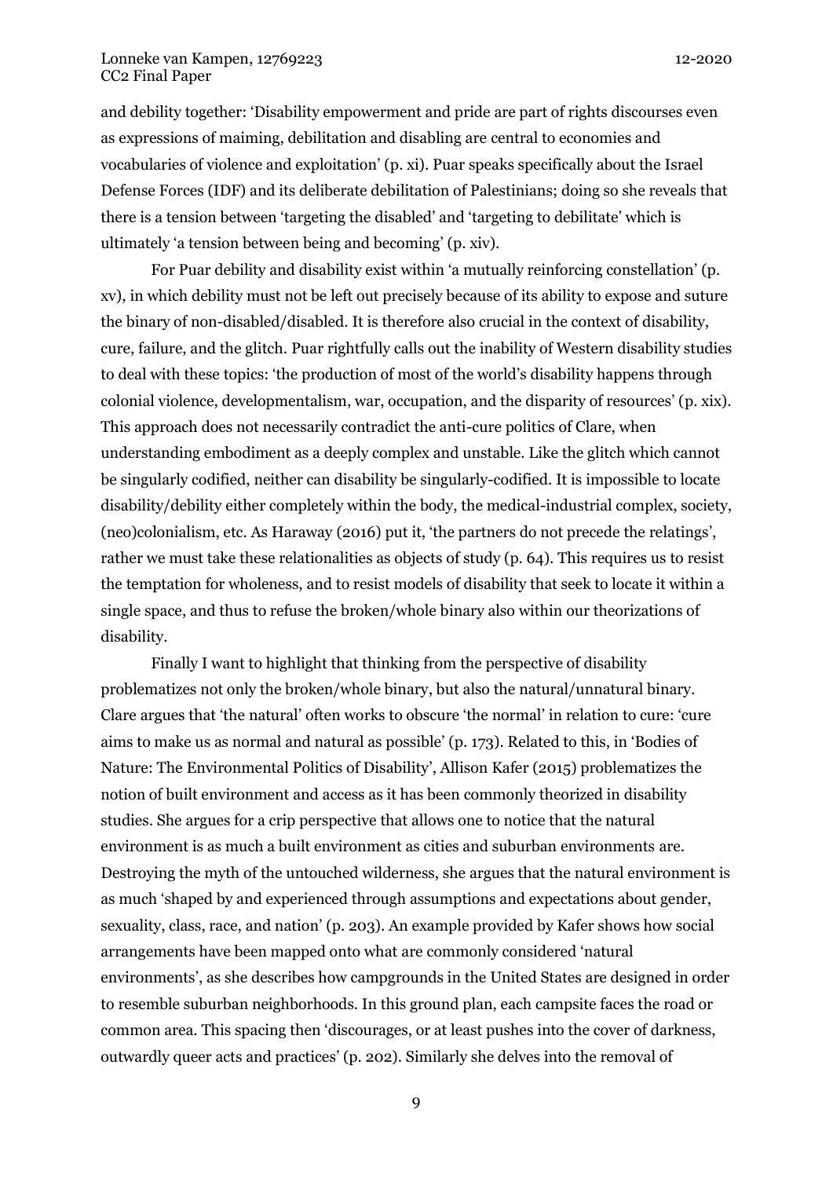and debility together: 'Disability empowerment and pride are part of rights discourses even as expressions of maiming, debilitation and disabling are central to economies and vocabularies of violence and exploitation' (p. xi). Puar speaks specifically about the Israel Defense Forces (IDF) and its deliberate debilitation of Palestinians; doing so she reveals that there is a tension between 'targeting the disabled' and 'targeting to debilitate' which is ultimately 'a tension between being and becoming' (p. xiv).

For Puar debility and disability exist within 'a mutually reinforcing constellation' (p. xv), in which debility must not be left out precisely because of its ability to expose and suture the binary of non-disabled/disabled. It is therefore also crucial in the context of disability, cure, failure, and the glitch. Puar rightfully calls out the inability of Western disability studies to deal with these topics: 'the production of most of the world's disability happens through colonial violence, developmentalism, war, occupation, and the disparity of resources' (p. xix). This approach does not necessarily contradict the anti-cure politics of Clare, when understanding embodiment as a deeply complex and unstable. Like the glitch which cannot be singularly codified, neither can disability be singularly-codified. It is impossible to locate disability/debility either completely within the body, the medical-industrial complex, society, (neo)colonialism, etc. As Haraway (2016) put it, 'the partners do not precede the relatings', rather we must take these relationalities as objects of study (p. 64). This requires us to resist the temptation for wholeness, and to resist models of disability that seek to locate it within a single space, and thus to refuse the broken/whole binary also within our theorizations of disability.

Finally I want to highlight that thinking from the perspective of disability problematizes not only the broken/whole binary, but also the natural/unnatural binary. Clare argues that 'the natural' often works to obscure 'the normal' in relation to cure: 'cure aims to make us as normal and natural as possible' (p. 173). Related to this, in 'Bodies of Nature: The Environmental Politics of Disability', Allison Kafer (2015) problematizes the notion of built environment and access as it has been commonly theorized in disability studies. She argues for a crip perspective that allows one to notice that the natural environment is as much a built environment as cities and suburban environments are. Destroying the myth of the untouched wilderness, she argues that the natural environment is as much 'shaped by and experienced through assumptions and expectations about gender, sexuality, class, race, and nation' (p. 203). An example provided by Kafer shows how social arrangements have been mapped onto what are commonly considered 'natural environments', as she describes how campgrounds in the United States are designed in order to resemble suburban neighborhoods. In this ground plan, each campsite faces the road or common area. This spacing then 'discourages, or at least pushes into the cover of darkness, outwardly queer acts and practices' (p. 202). Similarly she delves into the removal of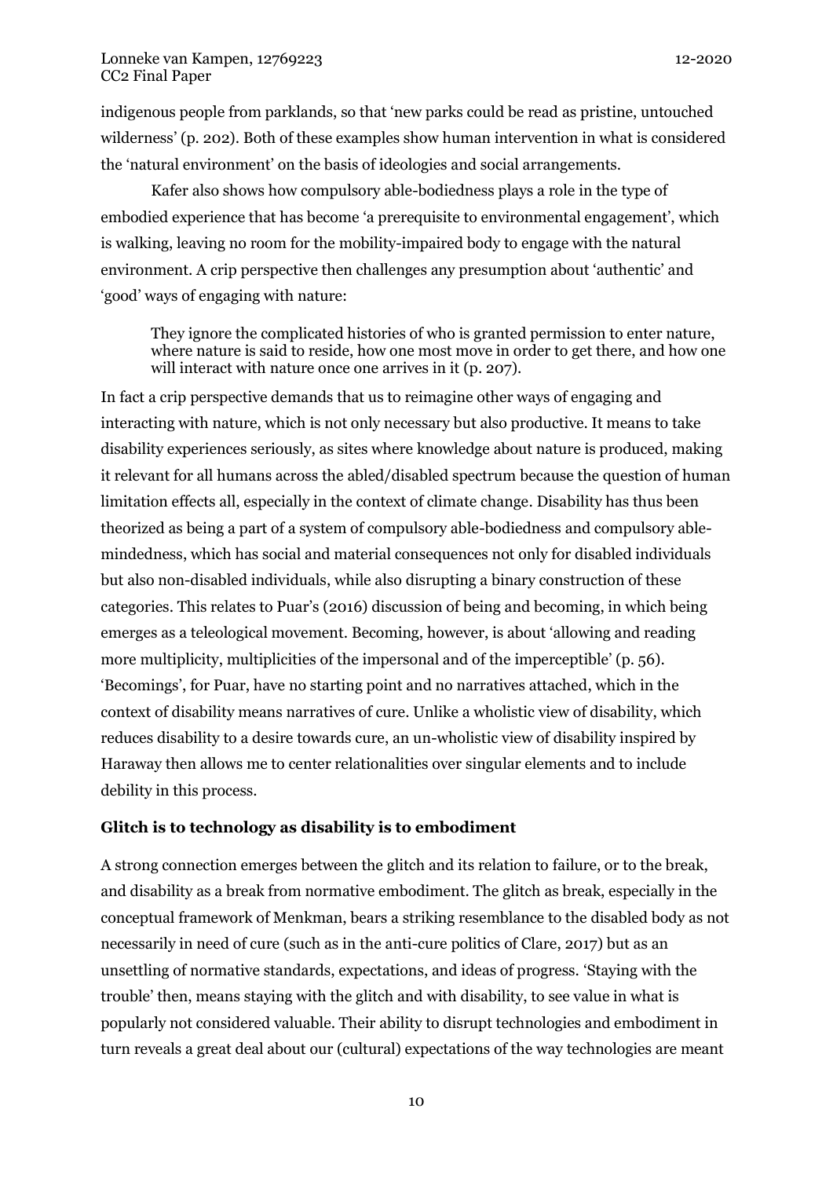indigenous people from parklands, so that 'new parks could be read as pristine, untouched wilderness' (p. 202). Both of these examples show human intervention in what is considered the 'natural environment' on the basis of ideologies and social arrangements.

Kafer also shows how compulsory able-bodiedness plays a role in the type of embodied experience that has become 'a prerequisite to environmental engagement', which is walking, leaving no room for the mobility-impaired body to engage with the natural environment. A crip perspective then challenges any presumption about 'authentic' and 'good' ways of engaging with nature:

> They ignore the complicated histories of who is granted permission to enter nature, where nature is said to reside, how one most move in order to get there, and how one will interact with nature once one arrives in it (p. 207).

In fact a crip perspective demands that us to reimagine other ways of engaging and interacting with nature, which is not only necessary but also productive. It means to take disability experiences seriously, as sites where knowledge about nature is produced, making it relevant for all humans across the abled/disabled spectrum because the question of human limitation effects all, especially in the context of climate change. Disability has thus been theorized as being a part of a system of compulsory able-bodiedness and compulsory able-mindedness, which has social and material consequences not only for disabled individuals but also non-disabled individuals, while also disrupting a binary construction of these categories. This relates to Puar's (2016) discussion of being and becoming, in which being emerges as a teleological movement. Becoming, however, is about 'allowing and reading more multiplicity, multiplicities of the impersonal and of the imperceptible' (p. 56). 'Becomings', for Puar, have no starting point and no narratives attached, which in the context of disability means narratives of cure. Unlike a wholistic view of disability, which reduces disability to a desire towards cure, an un-wholistic view of disability inspired by Haraway then allows me to center relationalities over singular elements and to include debility in this process.

**Glitch is to technology as disability is to embodiment**

A strong connection emerges between the glitch and its relation to failure, or to the break, and disability as a break from normative embodiment. The glitch as break, especially in the conceptual framework of Menkman, bears a striking resemblance to the disabled body as not necessarily in need of cure (such as in the anti-cure politics of Clare, 2017) but as an unsettling of normative standards, expectations, and ideas of progress. 'Staying with the trouble' then, means staying with the glitch and with disability, to see value in what is popularly not considered valuable. Their ability to disrupt technologies and embodiment in turn reveals a great deal about our (cultural) expectations of the way technologies are meant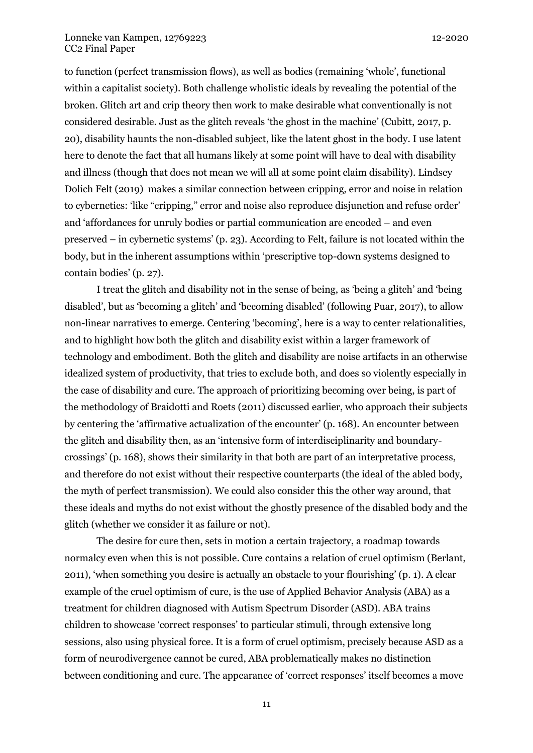to function (perfect transmission flows), as well as bodies (remaining 'whole', functional within a capitalist society). Both challenge wholistic ideals by revealing the potential of the broken. Glitch art and crip theory then work to make desirable what conventionally is not considered desirable. Just as the glitch reveals 'the ghost in the machine' (Cubitt, 2017, p. 20), disability haunts the non-disabled subject, like the latent ghost in the body. I use latent here to denote the fact that all humans likely at some point will have to deal with disability and illness (though that does not mean we will all at some point claim disability). Lindsey Dolich Felt (2019) makes a similar connection between cripping, error and noise in relation to cybernetics: 'like "cripping," error and noise also reproduce disjunction and refuse order' and 'affordances for unruly bodies or partial communication are encoded – and even preserved – in cybernetic systems' (p. 23). According to Felt, failure is not located within the body, but in the inherent assumptions within 'prescriptive top-down systems designed to contain bodies' (p. 27).

I treat the glitch and disability not in the sense of being, as 'being a glitch' and 'being disabled', but as 'becoming a glitch' and 'becoming disabled' (following Puar, 2017), to allow non-linear narratives to emerge. Centering 'becoming', here is a way to center relationalities, and to highlight how both the glitch and disability exist within a larger framework of technology and embodiment. Both the glitch and disability are noise artifacts in an otherwise idealized system of productivity, that tries to exclude both, and does so violently especially in the case of disability and cure. The approach of prioritizing becoming over being, is part of the methodology of Braidotti and Roets (2011) discussed earlier, who approach their subjects by centering the 'affirmative actualization of the encounter' (p. 168). An encounter between the glitch and disability then, as an 'intensive form of interdisciplinarity and boundary-crossings' (p. 168), shows their similarity in that both are part of an interpretative process, and therefore do not exist without their respective counterparts (the ideal of the abled body, the myth of perfect transmission). We could also consider this the other way around, that these ideals and myths do not exist without the ghostly presence of the disabled body and the glitch (whether we consider it as failure or not).

The desire for cure then, sets in motion a certain trajectory, a roadmap towards normalcy even when this is not possible. Cure contains a relation of cruel optimism (Berlant, 2011), 'when something you desire is actually an obstacle to your flourishing' (p. 1). A clear example of the cruel optimism of cure, is the use of Applied Behavior Analysis (ABA) as a treatment for children diagnosed with Autism Spectrum Disorder (ASD). ABA trains children to showcase 'correct responses' to particular stimuli, through extensive long sessions, also using physical force. It is a form of cruel optimism, precisely because ASD as a form of neurodivergence cannot be cured, ABA problematically makes no distinction between conditioning and cure. The appearance of 'correct responses' itself becomes a move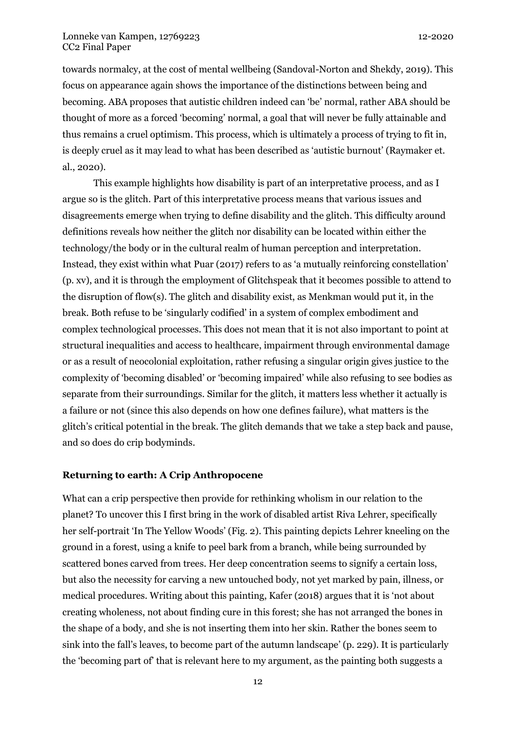towards normalcy, at the cost of mental wellbeing (Sandoval-Norton and Shekdy, 2019). This focus on appearance again shows the importance of the distinctions between being and becoming. ABA proposes that autistic children indeed can 'be' normal, rather ABA should be thought of more as a forced 'becoming' normal, a goal that will never be fully attainable and thus remains a cruel optimism. This process, which is ultimately a process of trying to fit in, is deeply cruel as it may lead to what has been described as 'autistic burnout' (Raymaker et. al., 2020).

This example highlights how disability is part of an interpretative process, and as I argue so is the glitch. Part of this interpretative process means that various issues and disagreements emerge when trying to define disability and the glitch. This difficulty around definitions reveals how neither the glitch nor disability can be located within either the technology/the body or in the cultural realm of human perception and interpretation. Instead, they exist within what Puar (2017) refers to as 'a mutually reinforcing constellation' (p. xv), and it is through the employment of Glitchspeak that it becomes possible to attend to the disruption of flow(s). The glitch and disability exist, as Menkman would put it, in the break. Both refuse to be 'singularly codified' in a system of complex embodiment and complex technological processes. This does not mean that it is not also important to point at structural inequalities and access to healthcare, impairment through environmental damage or as a result of neocolonial exploitation, rather refusing a singular origin gives justice to the complexity of 'becoming disabled' or 'becoming impaired' while also refusing to see bodies as separate from their surroundings. Similar for the glitch, it matters less whether it actually is a failure or not (since this also depends on how one defines failure), what matters is the glitch's critical potential in the break. The glitch demands that we take a step back and pause, and so does do crip bodyminds.

## Returning to earth: A Crip Anthropocene

What can a crip perspective then provide for rethinking wholism in our relation to the planet? To uncover this I first bring in the work of disabled artist Riva Lehrer, specifically her self-portrait 'In The Yellow Woods' (Fig. 2). This painting depicts Lehrer kneeling on the ground in a forest, using a knife to peel bark from a branch, while being surrounded by scattered bones carved from trees. Her deep concentration seems to signify a certain loss, but also the necessity for carving a new untouched body, not yet marked by pain, illness, or medical procedures. Writing about this painting, Kafer (2018) argues that it is 'not about creating wholeness, not about finding cure in this forest; she has not arranged the bones in the shape of a body, and she is not inserting them into her skin. Rather the bones seem to sink into the fall's leaves, to become part of the autumn landscape' (p. 229). It is particularly the 'becoming part of' that is relevant here to my argument, as the painting both suggests a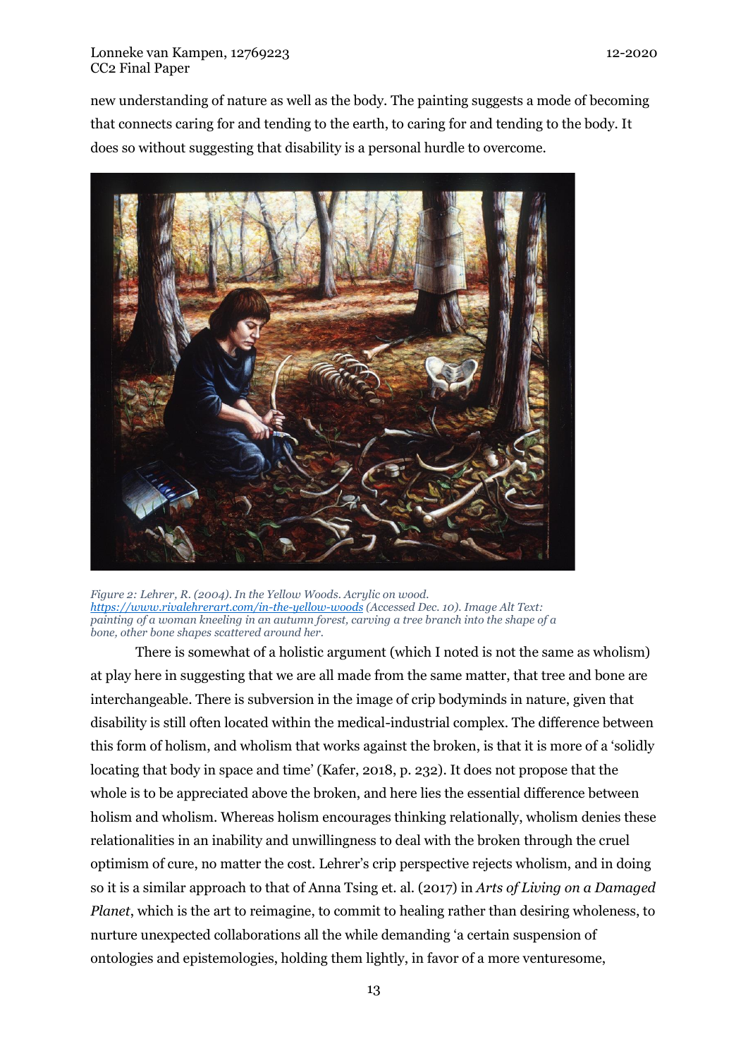new understanding of nature as well as the body. The painting suggests a mode of becoming that connects caring for and tending to the earth, to caring for and tending to the body. It does so without suggesting that disability is a personal hurdle to overcome.

*Figure 2: Lehrer, R. (2004). In the Yellow Woods. Acrylic on wood. [https://www.rivalehrerart.com/in-the-yellow-woods](https://www.rivalehrerart.com/in-the-yellow-woods) (Accessed Dec. 10). Image Alt Text: painting of a woman kneeling in an autumn forest, carving a tree branch into the shape of a bone, other bone shapes scattered around her.*

There is somewhat of a holistic argument (which I noted is not the same as wholism) at play here in suggesting that we are all made from the same matter, that tree and bone are interchangeable. There is subversion in the image of crip bodyminds in nature, given that disability is still often located within the medical-industrial complex. The difference between this form of holism, and wholism that works against the broken, is that it is more of a 'solidly locating that body in space and time' (Kafer, 2018, p. 232). It does not propose that the whole is to be appreciated above the broken, and here lies the essential difference between holism and wholism. Whereas holism encourages thinking relationally, wholism denies these relationalities in an inability and unwillingness to deal with the broken through the cruel optimism of cure, no matter the cost. Lehrer's crip perspective rejects wholism, and in doing so it is a similar approach to that of Anna Tsing et. al. (2017) in *Arts of Living on a Damaged Planet*, which is the art to reimagine, to commit to healing rather than desiring wholeness, to nurture unexpected collaborations all the while demanding 'a certain suspension of ontologies and epistemologies, holding them lightly, in favor of a more venturesome,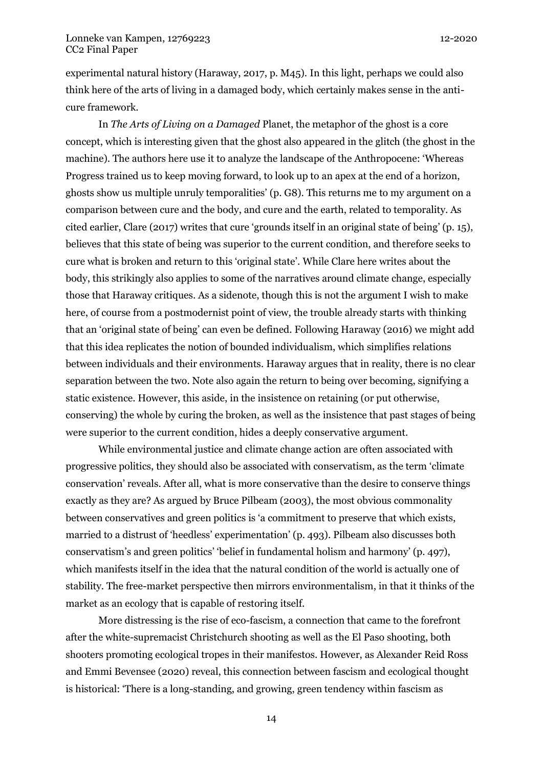experimental natural history (Haraway, 2017, p. M45). In this light, perhaps we could also think here of the arts of living in a damaged body, which certainly makes sense in the anti-cure framework.

In *The Arts of Living on a Damaged* Planet, the metaphor of the ghost is a core concept, which is interesting given that the ghost also appeared in the glitch (the ghost in the machine). The authors here use it to analyze the landscape of the Anthropocene: 'Whereas Progress trained us to keep moving forward, to look up to an apex at the end of a horizon, ghosts show us multiple unruly temporalities' (p. G8). This returns me to my argument on a comparison between cure and the body, and cure and the earth, related to temporality. As cited earlier, Clare (2017) writes that cure 'grounds itself in an original state of being' (p. 15), believes that this state of being was superior to the current condition, and therefore seeks to cure what is broken and return to this 'original state'. While Clare here writes about the body, this strikingly also applies to some of the narratives around climate change, especially those that Haraway critiques. As a sidenote, though this is not the argument I wish to make here, of course from a postmodernist point of view, the trouble already starts with thinking that an 'original state of being' can even be defined. Following Haraway (2016) we might add that this idea replicates the notion of bounded individualism, which simplifies relations between individuals and their environments. Haraway argues that in reality, there is no clear separation between the two. Note also again the return to being over becoming, signifying a static existence. However, this aside, in the insistence on retaining (or put otherwise, conserving) the whole by curing the broken, as well as the insistence that past stages of being were superior to the current condition, hides a deeply conservative argument.

While environmental justice and climate change action are often associated with progressive politics, they should also be associated with conservatism, as the term 'climate conservation' reveals. After all, what is more conservative than the desire to conserve things exactly as they are? As argued by Bruce Pilbeam (2003), the most obvious commonality between conservatives and green politics is 'a commitment to preserve that which exists, married to a distrust of 'heedless' experimentation' (p. 493). Pilbeam also discusses both conservatism's and green politics' 'belief in fundamental holism and harmony' (p. 497), which manifests itself in the idea that the natural condition of the world is actually one of stability. The free-market perspective then mirrors environmentalism, in that it thinks of the market as an ecology that is capable of restoring itself.

More distressing is the rise of eco-fascism, a connection that came to the forefront after the white-supremacist Christchurch shooting as well as the El Paso shooting, both shooters promoting ecological tropes in their manifestos. However, as Alexander Reid Ross and Emmi Bevensee (2020) reveal, this connection between fascism and ecological thought is historical: 'There is a long-standing, and growing, green tendency within fascism as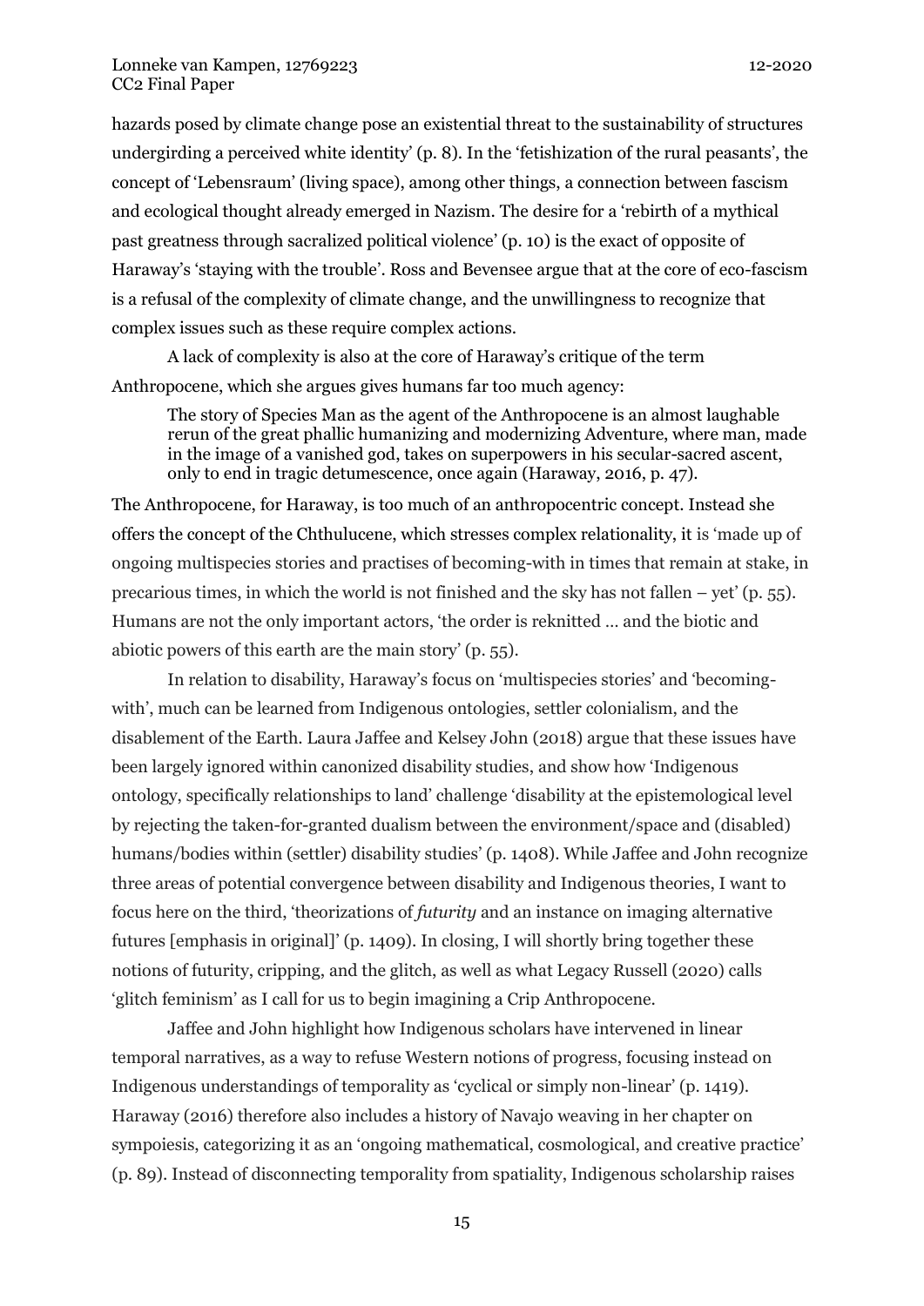hazards posed by climate change pose an existential threat to the sustainability of structures undergirding a perceived white identity' (p. 8). In the 'fetishization of the rural peasants', the concept of 'Lebensraum' (living space), among other things, a connection between fascism and ecological thought already emerged in Nazism. The desire for a 'rebirth of a mythical past greatness through sacralized political violence' (p. 10) is the exact of opposite of Haraway's 'staying with the trouble'. Ross and Bevensee argue that at the core of eco-fascism is a refusal of the complexity of climate change, and the unwillingness to recognize that complex issues such as these require complex actions.

A lack of complexity is also at the core of Haraway's critique of the term Anthropocene, which she argues gives humans far too much agency:

> The story of Species Man as the agent of the Anthropocene is an almost laughable rerun of the great phallic humanizing and modernizing Adventure, where man, made in the image of a vanished god, takes on superpowers in his secular-sacred ascent, only to end in tragic detumescence, once again (Haraway, 2016, p. 47).

The Anthropocene, for Haraway, is too much of an anthropocentric concept. Instead she offers the concept of the Chthulucene, which stresses complex relationality, it is 'made up of ongoing multispecies stories and practises of becoming-with in times that remain at stake, in precarious times, in which the world is not finished and the sky has not fallen – yet' (p. 55). Humans are not the only important actors, 'the order is reknitted … and the biotic and abiotic powers of this earth are the main story' (p. 55).

In relation to disability, Haraway's focus on 'multispecies stories' and 'becoming-with', much can be learned from Indigenous ontologies, settler colonialism, and the disablement of the Earth. Laura Jaffee and Kelsey John (2018) argue that these issues have been largely ignored within canonized disability studies, and show how 'Indigenous ontology, specifically relationships to land' challenge 'disability at the epistemological level by rejecting the taken-for-granted dualism between the environment/space and (disabled) humans/bodies within (settler) disability studies' (p. 1408). While Jaffee and John recognize three areas of potential convergence between disability and Indigenous theories, I want to focus here on the third, 'theorizations of *futurity* and an instance on imaging alternative futures [emphasis in original]' (p. 1409). In closing, I will shortly bring together these notions of futurity, cripping, and the glitch, as well as what Legacy Russell (2020) calls 'glitch feminism' as I call for us to begin imagining a Crip Anthropocene.

Jaffee and John highlight how Indigenous scholars have intervened in linear temporal narratives, as a way to refuse Western notions of progress, focusing instead on Indigenous understandings of temporality as 'cyclical or simply non-linear' (p. 1419). Haraway (2016) therefore also includes a history of Navajo weaving in her chapter on sympoiesis, categorizing it as an 'ongoing mathematical, cosmological, and creative practice' (p. 89). Instead of disconnecting temporality from spatiality, Indigenous scholarship raises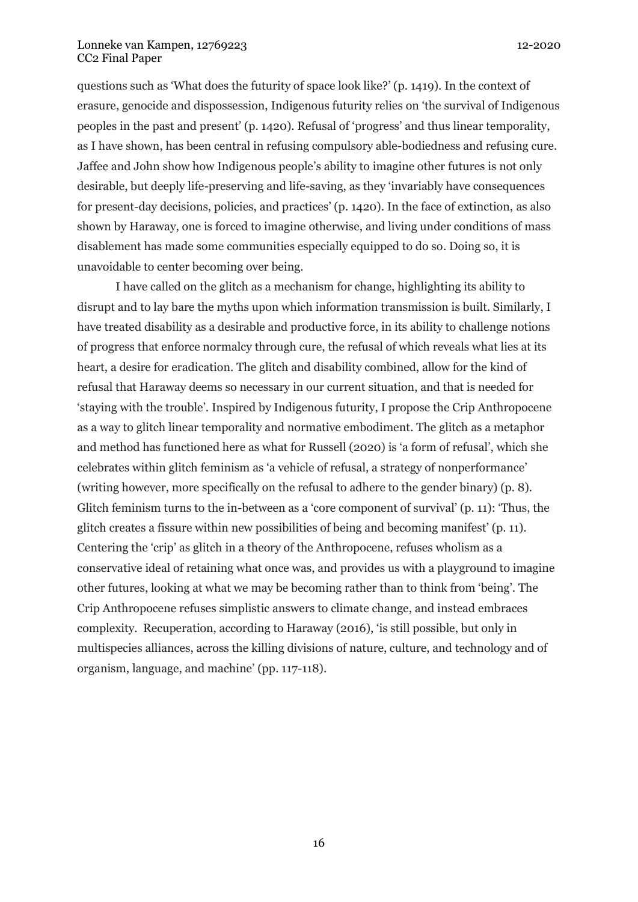questions such as 'What does the futurity of space look like?' (p. 1419). In the context of erasure, genocide and dispossession, Indigenous futurity relies on 'the survival of Indigenous peoples in the past and present' (p. 1420). Refusal of 'progress' and thus linear temporality, as I have shown, has been central in refusing compulsory able-bodiedness and refusing cure. Jaffee and John show how Indigenous people's ability to imagine other futures is not only desirable, but deeply life-preserving and life-saving, as they 'invariably have consequences for present-day decisions, policies, and practices' (p. 1420). In the face of extinction, as also shown by Haraway, one is forced to imagine otherwise, and living under conditions of mass disablement has made some communities especially equipped to do so. Doing so, it is unavoidable to center becoming over being.

I have called on the glitch as a mechanism for change, highlighting its ability to disrupt and to lay bare the myths upon which information transmission is built. Similarly, I have treated disability as a desirable and productive force, in its ability to challenge notions of progress that enforce normalcy through cure, the refusal of which reveals what lies at its heart, a desire for eradication. The glitch and disability combined, allow for the kind of refusal that Haraway deems so necessary in our current situation, and that is needed for 'staying with the trouble'. Inspired by Indigenous futurity, I propose the Crip Anthropocene as a way to glitch linear temporality and normative embodiment. The glitch as a metaphor and method has functioned here as what for Russell (2020) is 'a form of refusal', which she celebrates within glitch feminism as 'a vehicle of refusal, a strategy of nonperformance' (writing however, more specifically on the refusal to adhere to the gender binary) (p. 8). Glitch feminism turns to the in-between as a 'core component of survival' (p. 11): 'Thus, the glitch creates a fissure within new possibilities of being and becoming manifest' (p. 11). Centering the 'crip' as glitch in a theory of the Anthropocene, refuses wholism as a conservative ideal of retaining what once was, and provides us with a playground to imagine other futures, looking at what we may be becoming rather than to think from 'being'. The Crip Anthropocene refuses simplistic answers to climate change, and instead embraces complexity. Recuperation, according to Haraway (2016), 'is still possible, but only in multispecies alliances, across the killing divisions of nature, culture, and technology and of organism, language, and machine' (pp. 117-118).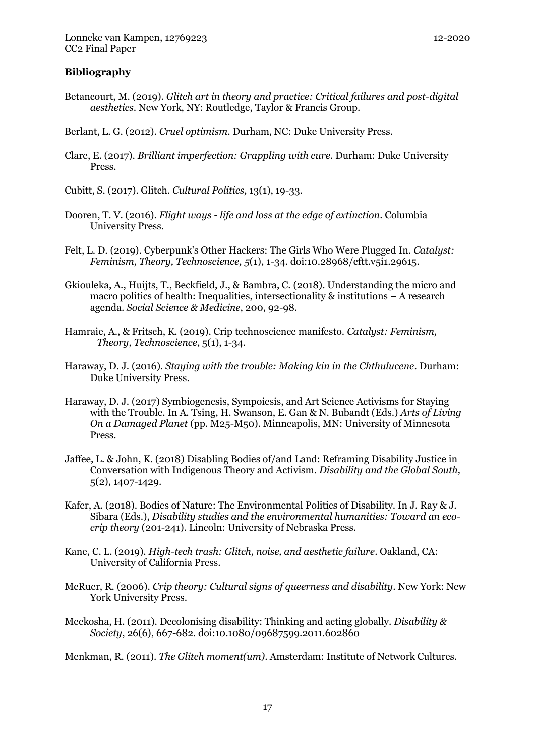## Bibliography

Betancourt, M. (2019). *Glitch art in theory and practice: Critical failures and post-digital aesthetics*. New York, NY: Routledge, Taylor & Francis Group.

Berlant, L. G. (2012). *Cruel optimism*. Durham, NC: Duke University Press.

Clare, E. (2017). *Brilliant imperfection: Grappling with cure*. Durham: Duke University Press.

Cubitt, S. (2017). Glitch. *Cultural Politics,* 13(1), 19-33.

Dooren, T. V. (2016). *Flight ways - life and loss at the edge of extinction*. Columbia University Press.

Felt, L. D. (2019). Cyberpunk's Other Hackers: The Girls Who Were Plugged In. *Catalyst: Feminism, Theory, Technoscience, 5*(1), 1-34. doi:10.28968/cftt.v5i1.29615.

Gkiouleka, A., Huijts, T., Beckfield, J., & Bambra, C. (2018). Understanding the micro and macro politics of health: Inequalities, intersectionality & institutions – A research agenda. *Social Science & Medicine*, 200, 92-98.

Hamraie, A., & Fritsch, K. (2019). Crip technoscience manifesto. *Catalyst: Feminism, Theory, Technoscience*, 5(1), 1-34.

Haraway, D. J. (2016). *Staying with the trouble: Making kin in the Chthulucene*. Durham: Duke University Press.

Haraway, D. J. (2017) Symbiogenesis, Sympoiesis, and Art Science Activisms for Staying with the Trouble. In A. Tsing, H. Swanson, E. Gan & N. Bubandt (Eds.) *Arts of Living On a Damaged Planet* (pp. M25-M50). Minneapolis, MN: University of Minnesota Press.

Jaffee, L. & John, K. (2018) Disabling Bodies of/and Land: Reframing Disability Justice in Conversation with Indigenous Theory and Activism. *Disability and the Global South,* 5(2), 1407-1429.

Kafer, A. (2018). Bodies of Nature: The Environmental Politics of Disability. In J. Ray & J. Sibara (Eds.), *Disability studies and the environmental humanities: Toward an eco-crip theory* (201-241). Lincoln: University of Nebraska Press.

Kane, C. L. (2019). *High-tech trash: Glitch, noise, and aesthetic failure*. Oakland, CA: University of California Press.

McRuer, R. (2006). *Crip theory: Cultural signs of queerness and disability*. New York: New York University Press.

Meekosha, H. (2011). Decolonising disability: Thinking and acting globally. *Disability & Society*, 26(6), 667-682. doi:10.1080/09687599.2011.602860

Menkman, R. (2011). *The Glitch moment(um)*. Amsterdam: Institute of Network Cultures.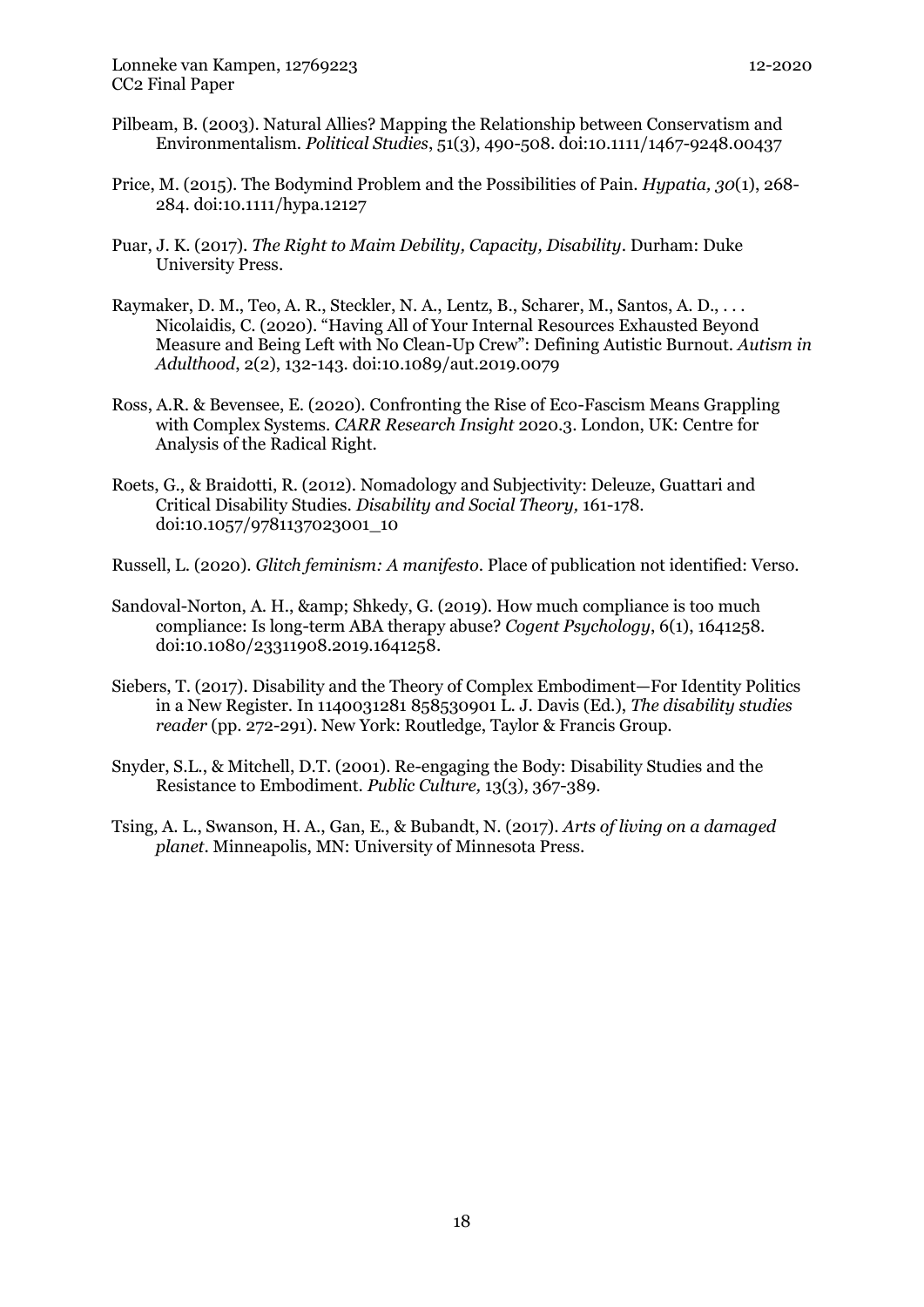Pilbeam, B. (2003). Natural Allies? Mapping the Relationship between Conservatism and Environmentalism. *Political Studies*, 51(3), 490-508. doi:10.1111/1467-9248.00437

Price, M. (2015). The Bodymind Problem and the Possibilities of Pain. *Hypatia, 30*(1), 268-284. doi:10.1111/hypa.12127

Puar, J. K. (2017). *The Right to Maim Debility, Capacity, Disability*. Durham: Duke University Press.

Raymaker, D. M., Teo, A. R., Steckler, N. A., Lentz, B., Scharer, M., Santos, A. D., . . . Nicolaidis, C. (2020). "Having All of Your Internal Resources Exhausted Beyond Measure and Being Left with No Clean-Up Crew": Defining Autistic Burnout. *Autism in Adulthood*, 2(2), 132-143. doi:10.1089/aut.2019.0079

Ross, A.R. & Bevensee, E. (2020). Confronting the Rise of Eco-Fascism Means Grappling with Complex Systems. *CARR Research Insight* 2020.3. London, UK: Centre for Analysis of the Radical Right.

Roets, G., & Braidotti, R. (2012). Nomadology and Subjectivity: Deleuze, Guattari and Critical Disability Studies. *Disability and Social Theory,* 161-178. doi:10.1057/9781137023001_10

Russell, L. (2020). *Glitch feminism: A manifesto*. Place of publication not identified: Verso.

Sandoval-Norton, A. H., &amp; Shkedy, G. (2019). How much compliance is too much compliance: Is long-term ABA therapy abuse? *Cogent Psychology*, 6(1), 1641258. doi:10.1080/23311908.2019.1641258.

Siebers, T. (2017). Disability and the Theory of Complex Embodiment—For Identity Politics in a New Register. In 1140031281 858530901 L. J. Davis (Ed.), *The disability studies reader* (pp. 272-291). New York: Routledge, Taylor & Francis Group.

Snyder, S.L., & Mitchell, D.T. (2001). Re-engaging the Body: Disability Studies and the Resistance to Embodiment. *Public Culture,* 13(3), 367-389.

Tsing, A. L., Swanson, H. A., Gan, E., & Bubandt, N. (2017). *Arts of living on a damaged planet*. Minneapolis, MN: University of Minnesota Press.